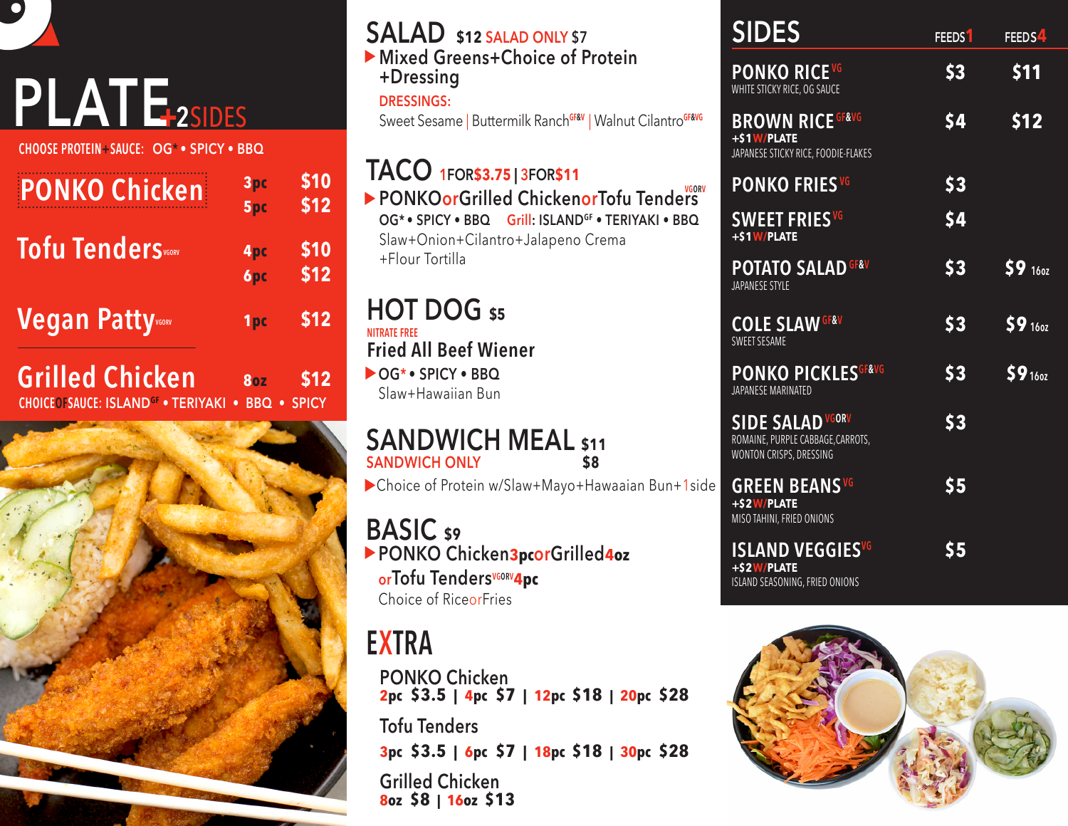# PLATE +2SIDES

CHOOSE PROTEIN+SAUCE: OG* • SPICY • BBQ

| | | |
|---|---|---|
| **PONKO Chicken** | 3pc | $10 |
| | 5pc | $12 |
| **Tofu Tenders** VGORV | 4pc | $10 |
| | 6pc | $12 |
| **Vegan Patty** VGORV | 1pc | $12 |
| **Grilled Chicken** | 8oz | $12 |

CHOICE OF SAUCE: ISLAND[GF] • TERIYAKI • BBQ • SPICY

## SALAD $12 SALAD ONLY $7

▶ Mixed Greens+Choice of Protein +Dressing

DRESSINGS:
Sweet Sesame | Buttermilk Ranch[GF&V] | Walnut Cilantro[GF&VG]

## TACO 1FOR$3.75 | 3FOR$11

▶ PONKO or Grilled Chicken or Tofu Tenders[VGORV]
OG* • SPICY • BBQ   Grill: ISLAND[GF] • TERIYAKI • BBQ
Slaw+Onion+Cilantro+Jalapeno Crema +Flour Tortilla

## HOT DOG $5

NITRATE FREE
Fried All Beef Wiener
▶ OG* • SPICY • BBQ
Slaw+Hawaiian Bun

## SANDWICH MEAL $11

SANDWICH ONLY $8

▶ Choice of Protein w/Slaw+Mayo+Hawaaian Bun+1side

## BASIC $9

▶ PONKO Chicken 3pc or Grilled 4oz or Tofu Tenders[VGORV] 4pc
Choice of Rice or Fries

## EXTRA

PONKO Chicken
2pc $3.5 | 4pc $7 | 12pc $18 | 20pc $28

Tofu Tenders
3pc $3.5 | 6pc $7 | 18pc $18 | 30pc $28

Grilled Chicken
8oz $8 | 16oz $13

## SIDES

| | FEEDS 1 | FEEDS 4 |
|---|---|---|
| **PONKO RICE** VG<br>WHITE STICKY RICE, OG SAUCE | $3 | $11 |
| **BROWN RICE** GF&VG<br>+$1 W/PLATE<br>JAPANESE STICKY RICE, FOODIE-FLAKES | $4 | $12 |
| **PONKO FRIES** VG | $3 | |
| **SWEET FRIES** VG<br>+$1 W/PLATE | $4 | |
| **POTATO SALAD** GF&V<br>JAPANESE STYLE | $3 | $9 16oz |
| **COLE SLAW** GF&V<br>SWEET SESAME | $3 | $9 16oz |
| **PONKO PICKLES** GF&VG<br>JAPANESE MARINATED | $3 | $9 16oz |
| **SIDE SALAD** VGORV<br>ROMAINE, PURPLE CABBAGE, CARROTS, WONTON CRISPS, DRESSING | $3 | |
| **GREEN BEANS** VG<br>+$2 W/PLATE<br>MISO TAHINI, FRIED ONIONS | $5 | |
| **ISLAND VEGGIES** VG<br>+$2 W/PLATE<br>ISLAND SEASONING, FRIED ONIONS | $5 | |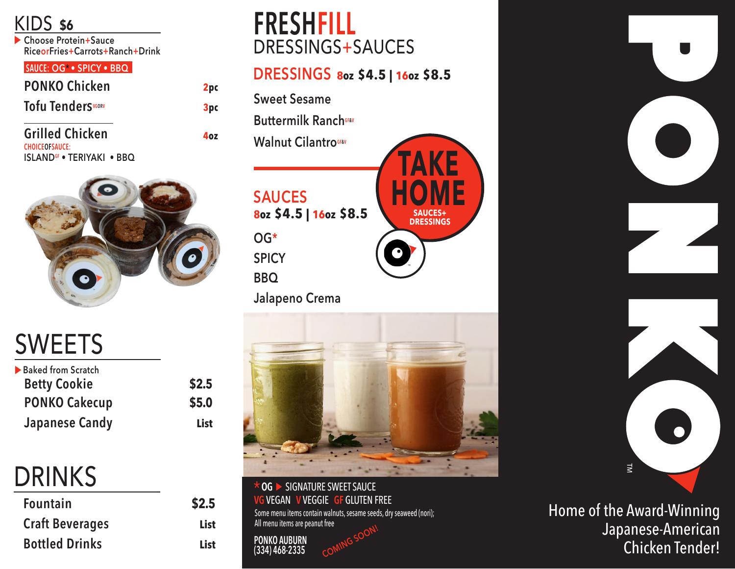## KIDS $6

▶ Choose Protein+Sauce
Rice or Fries+Carrots+Ranch+Drink

SAUCE: OG* • SPICY • BBQ

| | |
|---|---|
| PONKO Chicken | 2pc |
| Tofu Tenders VG OR V | 3pc |
| Grilled Chicken | 4oz |

CHOICE OF SAUCE:
ISLAND GF • TERIYAKI • BBQ

## SWEETS

▶ Baked from Scratch

| | |
|---|---|
| Betty Cookie | $2.5 |
| PONKO Cakecup | $5.0 |
| Japanese Candy | List |

## DRINKS

| | |
|---|---|
| Fountain | $2.5 |
| Craft Beverages | List |
| Bottled Drinks | List |

# FRESHFILL DRESSINGS+SAUCES

## DRESSINGS 8oz $4.5 | 16oz $8.5

- Sweet Sesame
- Buttermilk Ranch GF&V
- Walnut Cilantro GF&V

**TAKE HOME**
SAUCES+ DRESSINGS

## SAUCES 8oz $4.5 | 16oz $8.5

- OG*
- SPICY
- BBQ
- Jalapeno Crema

* OG ▶ SIGNATURE SWEET SAUCE
VG VEGAN V VEGGIE GF GLUTEN FREE
Some menu items contain walnuts, sesame seeds, dry seaweed (nori);
All menu items are peanut free

PONKO AUBURN
(334) 468-2335
COMING SOON!

# PONKO™

Home of the Award-Winning Japanese-American Chicken Tender!